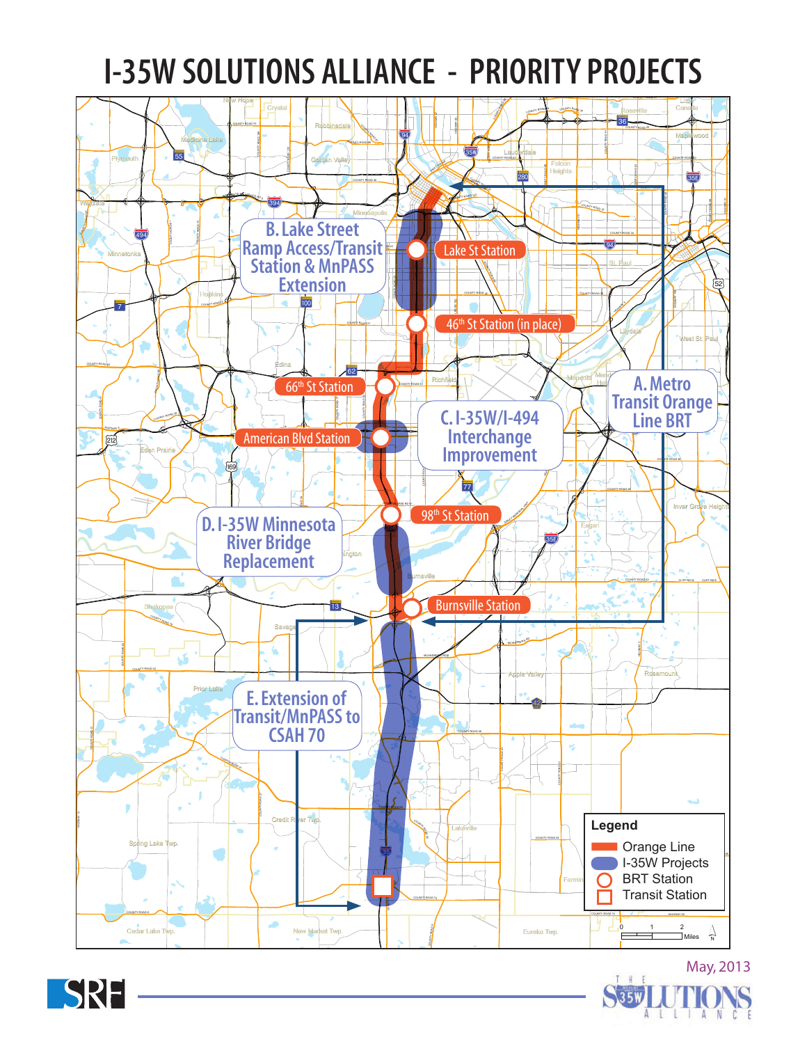# I-35W SOLUTIONS ALLIANCE - PRIORITY PROJECTS

- A. Metro Transit Orange Line BRT
- B. Lake Street Ramp Access/Transit Station & MnPASS Extension
- C. I-35W/I-494 Interchange Improvement
- D. I-35W Minnesota River Bridge Replacement
- E. Extension of Transit/MnPASS to CSAH 70

Stations:
- Lake St Station
- 46th St Station (in place)
- 66th St Station
- American Blvd Station
- 98th St Station
- Burnsville Station

**Legend**

- Orange Line
- I-35W Projects
- BRT Station
- Transit Station

0 1 2 Miles

May, 2013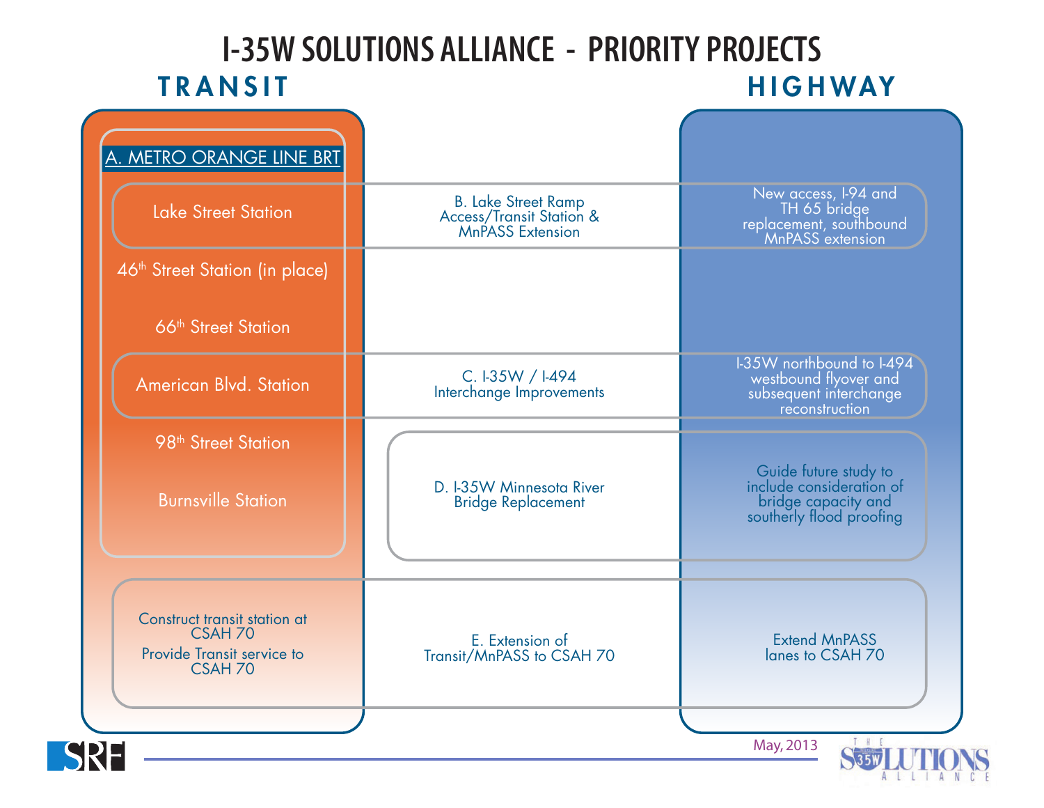# I-35W SOLUTIONS ALLIANCE - PRIORITY PROJECTS

| TRANSIT | | HIGHWAY |
|---|---|---|
| **A. METRO ORANGE LINE BRT** | | |
| Lake Street Station | B. Lake Street Ramp Access/Transit Station & MnPASS Extension | New access, I-94 and TH 65 bridge replacement, southbound MnPASS extension |
| 46th Street Station (in place) | | |
| 66th Street Station | | |
| American Blvd. Station | C. I-35W / I-494 Interchange Improvements | I-35W northbound to I-494 westbound flyover and subsequent interchange reconstruction |
| 98th Street Station | D. I-35W Minnesota River Bridge Replacement | Guide future study to include consideration of bridge capacity and southerly flood proofing |
| Burnsville Station | | |
| Construct transit station at CSAH 70<br>Provide Transit service to CSAH 70 | E. Extension of Transit/MnPASS to CSAH 70 | Extend MnPASS lanes to CSAH 70 |

May, 2013